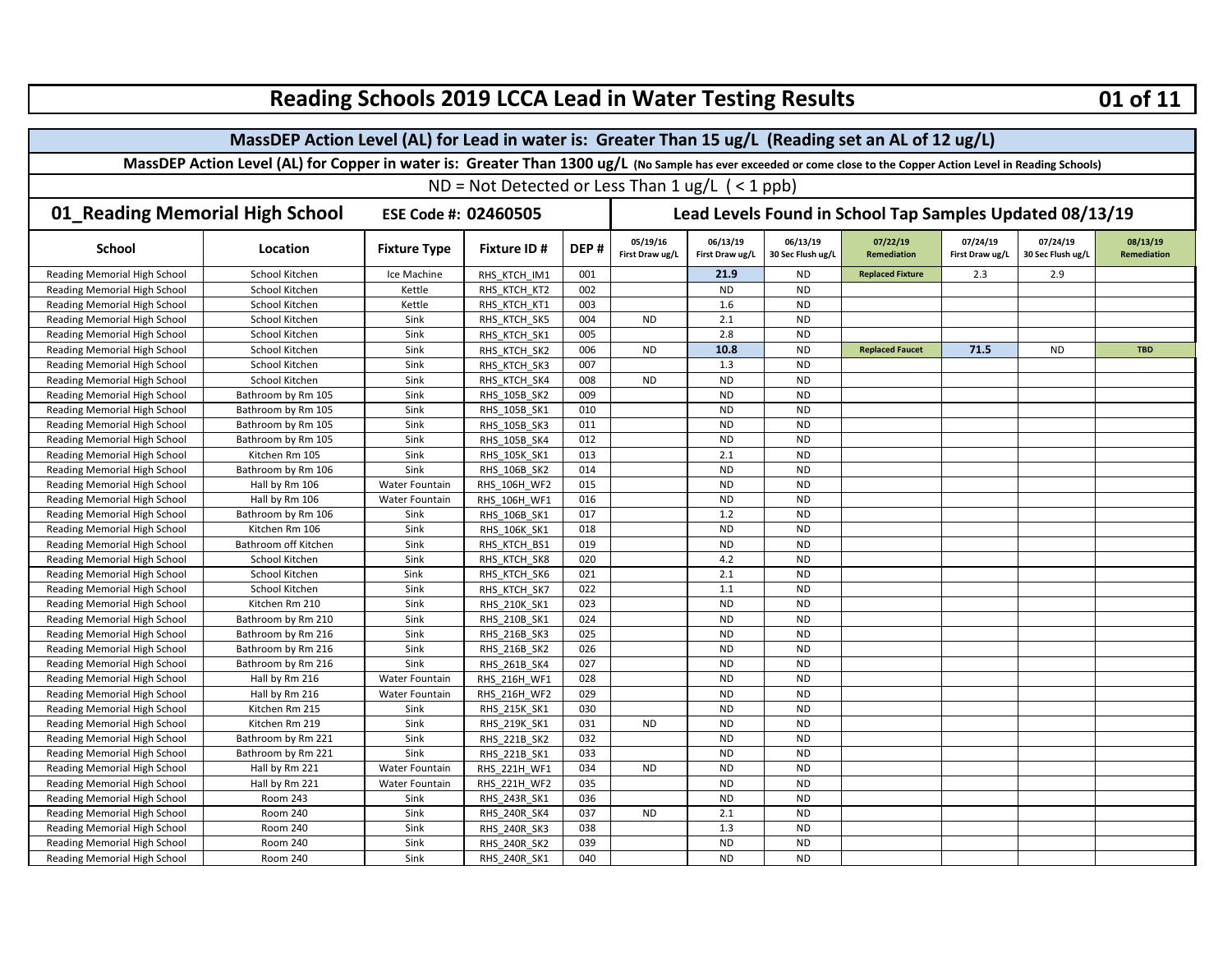# Reading Schools 2019 LCCA Lead in Water Testing Results

**MassDEP Action Level (AL) for Lead in water is: Greater Than 15 ug/L (Reading set an AL of 12 ug/L)**

**MassDEP Action Level (AL) for Copper in water is: Greater Than 1300 ug/L (No Sample has ever exceeded or come close to the Copper Action Level in Reading Schools)**

ND = Not Detected or Less Than 1 ug/L ( < 1 ppb)

## 01_Reading Memorial High School — ESE Code #: 02460505

### Lead Levels Found in School Tap Samples Updated 08/13/19

| School | Location | Fixture Type | Fixture ID # | DEP # | 05/19/16 First Draw ug/L | 06/13/19 First Draw ug/L | 06/13/19 30 Sec Flush ug/L | 07/22/19 Remediation | 07/24/19 First Draw ug/L | 07/24/19 30 Sec Flush ug/L | 08/13/19 Remediation |
|---|---|---|---|---|---|---|---|---|---|---|---|
| Reading Memorial High School | School Kitchen | Ice Machine | RHS_KTCH_IM1 | 001 | | **21.9** | ND | **Replaced Fixture** | 2.3 | 2.9 | |
| Reading Memorial High School | School Kitchen | Kettle | RHS_KTCH_KT2 | 002 | | ND | ND | | | | |
| Reading Memorial High School | School Kitchen | Kettle | RHS_KTCH_KT1 | 003 | | 1.6 | ND | | | | |
| Reading Memorial High School | School Kitchen | Sink | RHS_KTCH_SK5 | 004 | ND | 2.1 | ND | | | | |
| Reading Memorial High School | School Kitchen | Sink | RHS_KTCH_SK1 | 005 | | 2.8 | ND | | | | |
| Reading Memorial High School | School Kitchen | Sink | RHS_KTCH_SK2 | 006 | ND | **10.8** | ND | **Replaced Faucet** | **71.5** | ND | **TBD** |
| Reading Memorial High School | School Kitchen | Sink | RHS_KTCH_SK3 | 007 | | 1.3 | ND | | | | |
| Reading Memorial High School | School Kitchen | Sink | RHS_KTCH_SK4 | 008 | ND | ND | ND | | | | |
| Reading Memorial High School | Bathroom by Rm 105 | Sink | RHS_105B_SK2 | 009 | | ND | ND | | | | |
| Reading Memorial High School | Bathroom by Rm 105 | Sink | RHS_105B_SK1 | 010 | | ND | ND | | | | |
| Reading Memorial High School | Bathroom by Rm 105 | Sink | RHS_105B_SK3 | 011 | | ND | ND | | | | |
| Reading Memorial High School | Bathroom by Rm 105 | Sink | RHS_105B_SK4 | 012 | | ND | ND | | | | |
| Reading Memorial High School | Kitchen Rm 105 | Sink | RHS_105K_SK1 | 013 | | 2.1 | ND | | | | |
| Reading Memorial High School | Bathroom by Rm 106 | Sink | RHS_106B_SK2 | 014 | | ND | ND | | | | |
| Reading Memorial High School | Hall by Rm 106 | Water Fountain | RHS_106H_WF2 | 015 | | ND | ND | | | | |
| Reading Memorial High School | Hall by Rm 106 | Water Fountain | RHS_106H_WF1 | 016 | | ND | ND | | | | |
| Reading Memorial High School | Bathroom by Rm 106 | Sink | RHS_106B_SK1 | 017 | | 1.2 | ND | | | | |
| Reading Memorial High School | Kitchen Rm 106 | Sink | RHS_106K_SK1 | 018 | | ND | ND | | | | |
| Reading Memorial High School | Bathroom off Kitchen | Sink | RHS_KTCH_BS1 | 019 | | ND | ND | | | | |
| Reading Memorial High School | School Kitchen | Sink | RHS_KTCH_SK8 | 020 | | 4.2 | ND | | | | |
| Reading Memorial High School | School Kitchen | Sink | RHS_KTCH_SK6 | 021 | | 2.1 | ND | | | | |
| Reading Memorial High School | School Kitchen | Sink | RHS_KTCH_SK7 | 022 | | 1.1 | ND | | | | |
| Reading Memorial High School | Kitchen Rm 210 | Sink | RHS_210K_SK1 | 023 | | ND | ND | | | | |
| Reading Memorial High School | Bathroom by Rm 210 | Sink | RHS_210B_SK1 | 024 | | ND | ND | | | | |
| Reading Memorial High School | Bathroom by Rm 216 | Sink | RHS_216B_SK3 | 025 | | ND | ND | | | | |
| Reading Memorial High School | Bathroom by Rm 216 | Sink | RHS_216B_SK2 | 026 | | ND | ND | | | | |
| Reading Memorial High School | Bathroom by Rm 216 | Sink | RHS_261B_SK4 | 027 | | ND | ND | | | | |
| Reading Memorial High School | Hall by Rm 216 | Water Fountain | RHS_216H_WF1 | 028 | | ND | ND | | | | |
| Reading Memorial High School | Hall by Rm 216 | Water Fountain | RHS_216H_WF2 | 029 | | ND | ND | | | | |
| Reading Memorial High School | Kitchen Rm 215 | Sink | RHS_215K_SK1 | 030 | | ND | ND | | | | |
| Reading Memorial High School | Kitchen Rm 219 | Sink | RHS_219K_SK1 | 031 | ND | ND | ND | | | | |
| Reading Memorial High School | Bathroom by Rm 221 | Sink | RHS_221B_SK2 | 032 | | ND | ND | | | | |
| Reading Memorial High School | Bathroom by Rm 221 | Sink | RHS_221B_SK1 | 033 | | ND | ND | | | | |
| Reading Memorial High School | Hall by Rm 221 | Water Fountain | RHS_221H_WF1 | 034 | ND | ND | ND | | | | |
| Reading Memorial High School | Hall by Rm 221 | Water Fountain | RHS_221H_WF2 | 035 | | ND | ND | | | | |
| Reading Memorial High School | Room 243 | Sink | RHS_243R_SK1 | 036 | | ND | ND | | | | |
| Reading Memorial High School | Room 240 | Sink | RHS_240R_SK4 | 037 | ND | 2.1 | ND | | | | |
| Reading Memorial High School | Room 240 | Sink | RHS_240R_SK3 | 038 | | 1.3 | ND | | | | |
| Reading Memorial High School | Room 240 | Sink | RHS_240R_SK2 | 039 | | ND | ND | | | | |
| Reading Memorial High School | Room 240 | Sink | RHS_240R_SK1 | 040 | | ND | ND | | | | |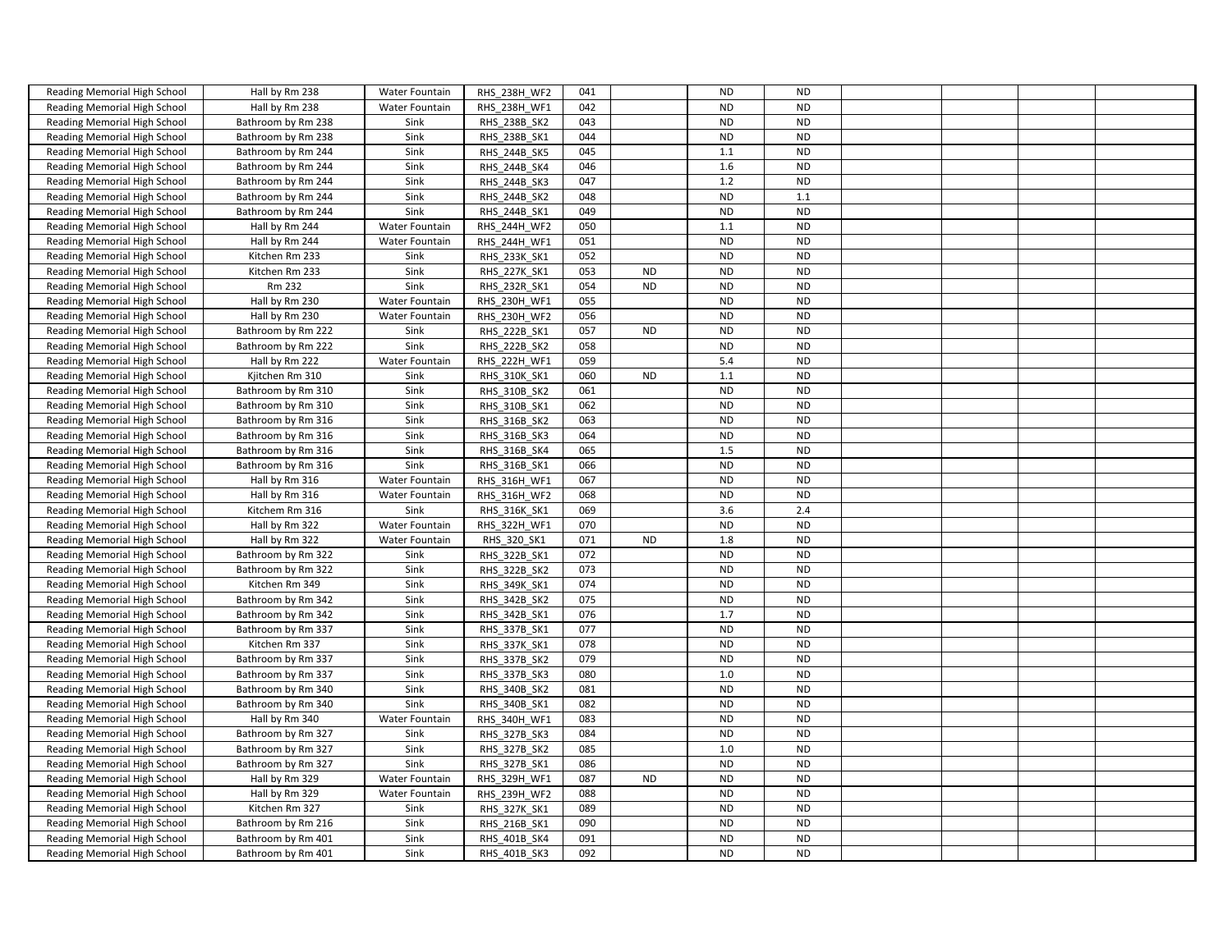| | | | | | | | | | | | |
|---|---|---|---|---|---|---|---|---|---|---|---|
| Reading Memorial High School | Hall by Rm 238 | Water Fountain | RHS_238H_WF2 | 041 | | ND | ND | | | | |
| Reading Memorial High School | Hall by Rm 238 | Water Fountain | RHS_238H_WF1 | 042 | | ND | ND | | | | |
| Reading Memorial High School | Bathroom by Rm 238 | Sink | RHS_238B_SK2 | 043 | | ND | ND | | | | |
| Reading Memorial High School | Bathroom by Rm 238 | Sink | RHS_238B_SK1 | 044 | | ND | ND | | | | |
| Reading Memorial High School | Bathroom by Rm 244 | Sink | RHS_244B_SK5 | 045 | | 1.1 | ND | | | | |
| Reading Memorial High School | Bathroom by Rm 244 | Sink | RHS_244B_SK4 | 046 | | 1.6 | ND | | | | |
| Reading Memorial High School | Bathroom by Rm 244 | Sink | RHS_244B_SK3 | 047 | | 1.2 | ND | | | | |
| Reading Memorial High School | Bathroom by Rm 244 | Sink | RHS_244B_SK2 | 048 | | ND | 1.1 | | | | |
| Reading Memorial High School | Bathroom by Rm 244 | Sink | RHS_244B_SK1 | 049 | | ND | ND | | | | |
| Reading Memorial High School | Hall by Rm 244 | Water Fountain | RHS_244H_WF2 | 050 | | 1.1 | ND | | | | |
| Reading Memorial High School | Hall by Rm 244 | Water Fountain | RHS_244H_WF1 | 051 | | ND | ND | | | | |
| Reading Memorial High School | Kitchen Rm 233 | Sink | RHS_233K_SK1 | 052 | | ND | ND | | | | |
| Reading Memorial High School | Kitchen Rm 233 | Sink | RHS_227K_SK1 | 053 | ND | ND | ND | | | | |
| Reading Memorial High School | Rm 232 | Sink | RHS_232R_SK1 | 054 | ND | ND | ND | | | | |
| Reading Memorial High School | Hall by Rm 230 | Water Fountain | RHS_230H_WF1 | 055 | | ND | ND | | | | |
| Reading Memorial High School | Hall by Rm 230 | Water Fountain | RHS_230H_WF2 | 056 | | ND | ND | | | | |
| Reading Memorial High School | Bathroom by Rm 222 | Sink | RHS_222B_SK1 | 057 | ND | ND | ND | | | | |
| Reading Memorial High School | Bathroom by Rm 222 | Sink | RHS_222B_SK2 | 058 | | ND | ND | | | | |
| Reading Memorial High School | Hall by Rm 222 | Water Fountain | RHS_222H_WF1 | 059 | | 5.4 | ND | | | | |
| Reading Memorial High School | Kjitchen Rm 310 | Sink | RHS_310K_SK1 | 060 | ND | 1.1 | ND | | | | |
| Reading Memorial High School | Bathroom by Rm 310 | Sink | RHS_310B_SK2 | 061 | | ND | ND | | | | |
| Reading Memorial High School | Bathroom by Rm 310 | Sink | RHS_310B_SK1 | 062 | | ND | ND | | | | |
| Reading Memorial High School | Bathroom by Rm 316 | Sink | RHS_316B_SK2 | 063 | | ND | ND | | | | |
| Reading Memorial High School | Bathroom by Rm 316 | Sink | RHS_316B_SK3 | 064 | | ND | ND | | | | |
| Reading Memorial High School | Bathroom by Rm 316 | Sink | RHS_316B_SK4 | 065 | | 1.5 | ND | | | | |
| Reading Memorial High School | Bathroom by Rm 316 | Sink | RHS_316B_SK1 | 066 | | ND | ND | | | | |
| Reading Memorial High School | Hall by Rm 316 | Water Fountain | RHS_316H_WF1 | 067 | | ND | ND | | | | |
| Reading Memorial High School | Hall by Rm 316 | Water Fountain | RHS_316H_WF2 | 068 | | ND | ND | | | | |
| Reading Memorial High School | Kitchem Rm 316 | Sink | RHS_316K_SK1 | 069 | | 3.6 | 2.4 | | | | |
| Reading Memorial High School | Hall by Rm 322 | Water Fountain | RHS_322H_WF1 | 070 | | ND | ND | | | | |
| Reading Memorial High School | Hall by Rm 322 | Water Fountain | RHS_320_SK1 | 071 | ND | 1.8 | ND | | | | |
| Reading Memorial High School | Bathroom by Rm 322 | Sink | RHS_322B_SK1 | 072 | | ND | ND | | | | |
| Reading Memorial High School | Bathroom by Rm 322 | Sink | RHS_322B_SK2 | 073 | | ND | ND | | | | |
| Reading Memorial High School | Kitchen Rm 349 | Sink | RHS_349K_SK1 | 074 | | ND | ND | | | | |
| Reading Memorial High School | Bathroom by Rm 342 | Sink | RHS_342B_SK2 | 075 | | ND | ND | | | | |
| Reading Memorial High School | Bathroom by Rm 342 | Sink | RHS_342B_SK1 | 076 | | 1.7 | ND | | | | |
| Reading Memorial High School | Bathroom by Rm 337 | Sink | RHS_337B_SK1 | 077 | | ND | ND | | | | |
| Reading Memorial High School | Kitchen Rm 337 | Sink | RHS_337K_SK1 | 078 | | ND | ND | | | | |
| Reading Memorial High School | Bathroom by Rm 337 | Sink | RHS_337B_SK2 | 079 | | ND | ND | | | | |
| Reading Memorial High School | Bathroom by Rm 337 | Sink | RHS_337B_SK3 | 080 | | 1.0 | ND | | | | |
| Reading Memorial High School | Bathroom by Rm 340 | Sink | RHS_340B_SK2 | 081 | | ND | ND | | | | |
| Reading Memorial High School | Bathroom by Rm 340 | Sink | RHS_340B_SK1 | 082 | | ND | ND | | | | |
| Reading Memorial High School | Hall by Rm 340 | Water Fountain | RHS_340H_WF1 | 083 | | ND | ND | | | | |
| Reading Memorial High School | Bathroom by Rm 327 | Sink | RHS_327B_SK3 | 084 | | ND | ND | | | | |
| Reading Memorial High School | Bathroom by Rm 327 | Sink | RHS_327B_SK2 | 085 | | 1.0 | ND | | | | |
| Reading Memorial High School | Bathroom by Rm 327 | Sink | RHS_327B_SK1 | 086 | | ND | ND | | | | |
| Reading Memorial High School | Hall by Rm 329 | Water Fountain | RHS_329H_WF1 | 087 | ND | ND | ND | | | | |
| Reading Memorial High School | Hall by Rm 329 | Water Fountain | RHS_239H_WF2 | 088 | | ND | ND | | | | |
| Reading Memorial High School | Kitchen Rm 327 | Sink | RHS_327K_SK1 | 089 | | ND | ND | | | | |
| Reading Memorial High School | Bathroom by Rm 216 | Sink | RHS_216B_SK1 | 090 | | ND | ND | | | | |
| Reading Memorial High School | Bathroom by Rm 401 | Sink | RHS_401B_SK4 | 091 | | ND | ND | | | | |
| Reading Memorial High School | Bathroom by Rm 401 | Sink | RHS_401B_SK3 | 092 | | ND | ND | | | | |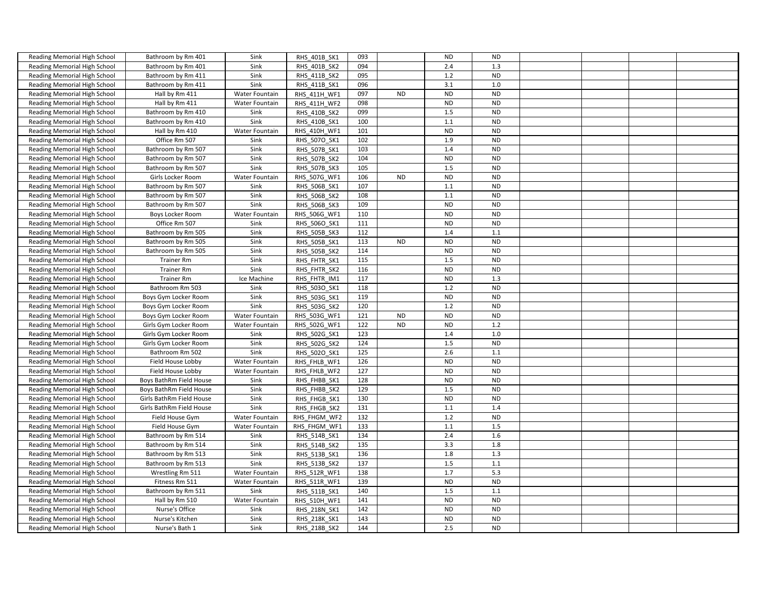| | | | | | | | | | | | |
|---|---|---|---|---|---|---|---|---|---|---|---|
| Reading Memorial High School | Bathroom by Rm 401 | Sink | RHS_401B_SK1 | 093 | | ND | ND | | | | |
| Reading Memorial High School | Bathroom by Rm 401 | Sink | RHS_401B_SK2 | 094 | | 2.4 | 1.3 | | | | |
| Reading Memorial High School | Bathroom by Rm 411 | Sink | RHS_411B_SK2 | 095 | | 1.2 | ND | | | | |
| Reading Memorial High School | Bathroom by Rm 411 | Sink | RHS_411B_SK1 | 096 | | 3.1 | 1.0 | | | | |
| Reading Memorial High School | Hall by Rm 411 | Water Fountain | RHS_411H_WF1 | 097 | ND | ND | ND | | | | |
| Reading Memorial High School | Hall by Rm 411 | Water Fountain | RHS_411H_WF2 | 098 | | ND | ND | | | | |
| Reading Memorial High School | Bathroom by Rm 410 | Sink | RHS_410B_SK2 | 099 | | 1.5 | ND | | | | |
| Reading Memorial High School | Bathroom by Rm 410 | Sink | RHS_410B_SK1 | 100 | | 1.1 | ND | | | | |
| Reading Memorial High School | Hall by Rm 410 | Water Fountain | RHS_410H_WF1 | 101 | | ND | ND | | | | |
| Reading Memorial High School | Office Rm 507 | Sink | RHS_507O_SK1 | 102 | | 1.9 | ND | | | | |
| Reading Memorial High School | Bathroom by Rm 507 | Sink | RHS_507B_SK1 | 103 | | 1.4 | ND | | | | |
| Reading Memorial High School | Bathroom by Rm 507 | Sink | RHS_507B_SK2 | 104 | | ND | ND | | | | |
| Reading Memorial High School | Bathroom by Rm 507 | Sink | RHS_507B_SK3 | 105 | | 1.5 | ND | | | | |
| Reading Memorial High School | Girls Locker Room | Water Fountain | RHS_507G_WF1 | 106 | ND | ND | ND | | | | |
| Reading Memorial High School | Bathroom by Rm 507 | Sink | RHS_506B_SK1 | 107 | | 1.1 | ND | | | | |
| Reading Memorial High School | Bathroom by Rm 507 | Sink | RHS_506B_SK2 | 108 | | 1.1 | ND | | | | |
| Reading Memorial High School | Bathroom by Rm 507 | Sink | RHS_506B_SK3 | 109 | | ND | ND | | | | |
| Reading Memorial High School | Boys Locker Room | Water Fountain | RHS_506G_WF1 | 110 | | ND | ND | | | | |
| Reading Memorial High School | Office Rm 507 | Sink | RHS_506O_SK1 | 111 | | ND | ND | | | | |
| Reading Memorial High School | Bathroom by Rm 505 | Sink | RHS_505B_SK3 | 112 | | 1.4 | 1.1 | | | | |
| Reading Memorial High School | Bathroom by Rm 505 | Sink | RHS_505B_SK1 | 113 | ND | ND | ND | | | | |
| Reading Memorial High School | Bathroom by Rm 505 | Sink | RHS_505B_SK2 | 114 | | ND | ND | | | | |
| Reading Memorial High School | Trainer Rm | Sink | RHS_FHTR_SK1 | 115 | | 1.5 | ND | | | | |
| Reading Memorial High School | Trainer Rm | Sink | RHS_FHTR_SK2 | 116 | | ND | ND | | | | |
| Reading Memorial High School | Trainer Rm | Ice Machine | RHS_FHTR_IM1 | 117 | | ND | 1.3 | | | | |
| Reading Memorial High School | Bathroom Rm 503 | Sink | RHS_503O_SK1 | 118 | | 1.2 | ND | | | | |
| Reading Memorial High School | Boys Gym Locker Room | Sink | RHS_503G_SK1 | 119 | | ND | ND | | | | |
| Reading Memorial High School | Boys Gym Locker Room | Sink | RHS_503G_SK2 | 120 | | 1.2 | ND | | | | |
| Reading Memorial High School | Boys Gym Locker Room | Water Fountain | RHS_503G_WF1 | 121 | ND | ND | ND | | | | |
| Reading Memorial High School | Girls Gym Locker Room | Water Fountain | RHS_502G_WF1 | 122 | ND | ND | 1.2 | | | | |
| Reading Memorial High School | Girls Gym Locker Room | Sink | RHS_502G_SK1 | 123 | | 1.4 | 1.0 | | | | |
| Reading Memorial High School | Girls Gym Locker Room | Sink | RHS_502G_SK2 | 124 | | 1.5 | ND | | | | |
| Reading Memorial High School | Bathroom Rm 502 | Sink | RHS_502O_SK1 | 125 | | 2.6 | 1.1 | | | | |
| Reading Memorial High School | Field House Lobby | Water Fountain | RHS_FHLB_WF1 | 126 | | ND | ND | | | | |
| Reading Memorial High School | Field House Lobby | Water Fountain | RHS_FHLB_WF2 | 127 | | ND | ND | | | | |
| Reading Memorial High School | Boys BathRm Field House | Sink | RHS_FHBB_SK1 | 128 | | ND | ND | | | | |
| Reading Memorial High School | Boys BathRm Field House | Sink | RHS_FHBB_SK2 | 129 | | 1.5 | ND | | | | |
| Reading Memorial High School | Girls BathRm Field House | Sink | RHS_FHGB_SK1 | 130 | | ND | ND | | | | |
| Reading Memorial High School | Girls BathRm Field House | Sink | RHS_FHGB_SK2 | 131 | | 1.1 | 1.4 | | | | |
| Reading Memorial High School | Field House Gym | Water Fountain | RHS_FHGM_WF2 | 132 | | 1.2 | ND | | | | |
| Reading Memorial High School | Field House Gym | Water Fountain | RHS_FHGM_WF1 | 133 | | 1.1 | 1.5 | | | | |
| Reading Memorial High School | Bathroom by Rm 514 | Sink | RHS_514B_SK1 | 134 | | 2.4 | 1.6 | | | | |
| Reading Memorial High School | Bathroom by Rm 514 | Sink | RHS_514B_SK2 | 135 | | 3.3 | 1.8 | | | | |
| Reading Memorial High School | Bathroom by Rm 513 | Sink | RHS_513B_SK1 | 136 | | 1.8 | 1.3 | | | | |
| Reading Memorial High School | Bathroom by Rm 513 | Sink | RHS_513B_SK2 | 137 | | 1.5 | 1.1 | | | | |
| Reading Memorial High School | Wrestling Rm 511 | Water Fountain | RHS_512R_WF1 | 138 | | 1.7 | 5.3 | | | | |
| Reading Memorial High School | Fitness Rm 511 | Water Fountain | RHS_511R_WF1 | 139 | | ND | ND | | | | |
| Reading Memorial High School | Bathroom by Rm 511 | Sink | RHS_511B_SK1 | 140 | | 1.5 | 1.1 | | | | |
| Reading Memorial High School | Hall by Rm 510 | Water Fountain | RHS_510H_WF1 | 141 | | ND | ND | | | | |
| Reading Memorial High School | Nurse's Office | Sink | RHS_218N_SK1 | 142 | | ND | ND | | | | |
| Reading Memorial High School | Nurse's Kitchen | Sink | RHS_218K_SK1 | 143 | | ND | ND | | | | |
| Reading Memorial High School | Nurse's Bath 1 | Sink | RHS_218B_SK2 | 144 | | 2.5 | ND | | | | |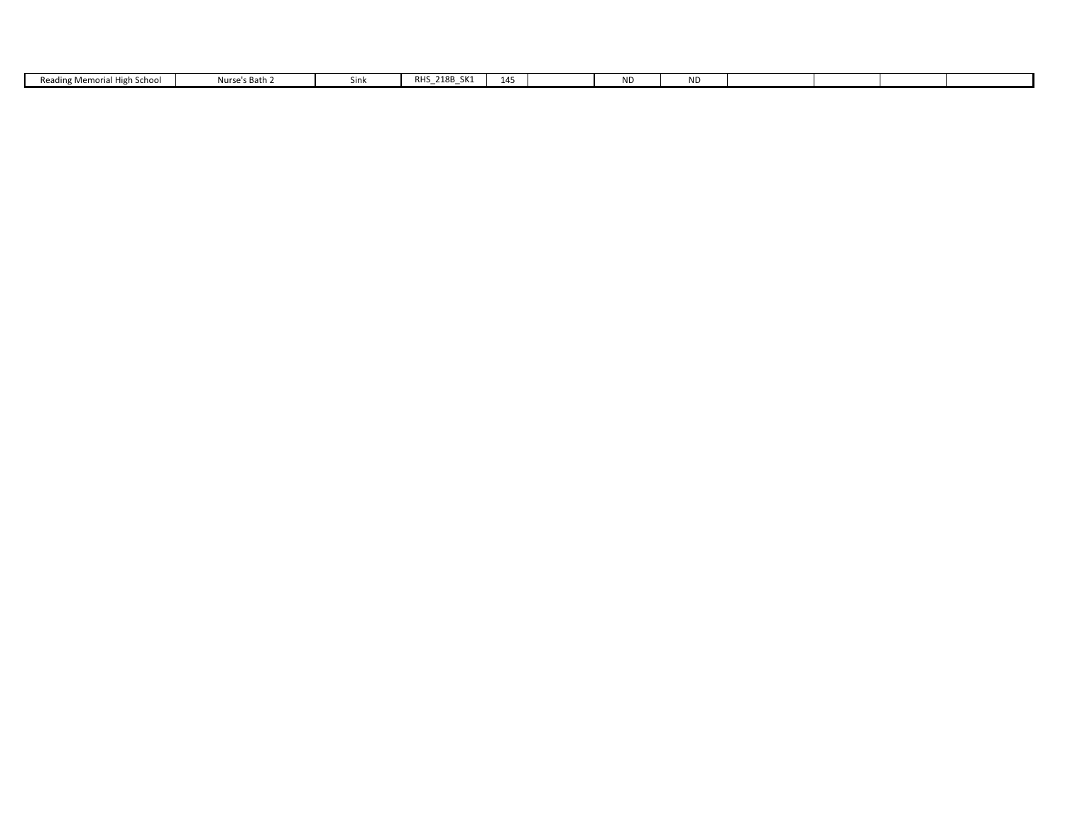| | | | | | | | | | | | |
|---|---|---|---|---|---|---|---|---|---|---|---|
| Reading Memorial High School | Nurse's Bath 2 | Sink | RHS_218B_SK1 | 145 | | ND | ND | | | | |